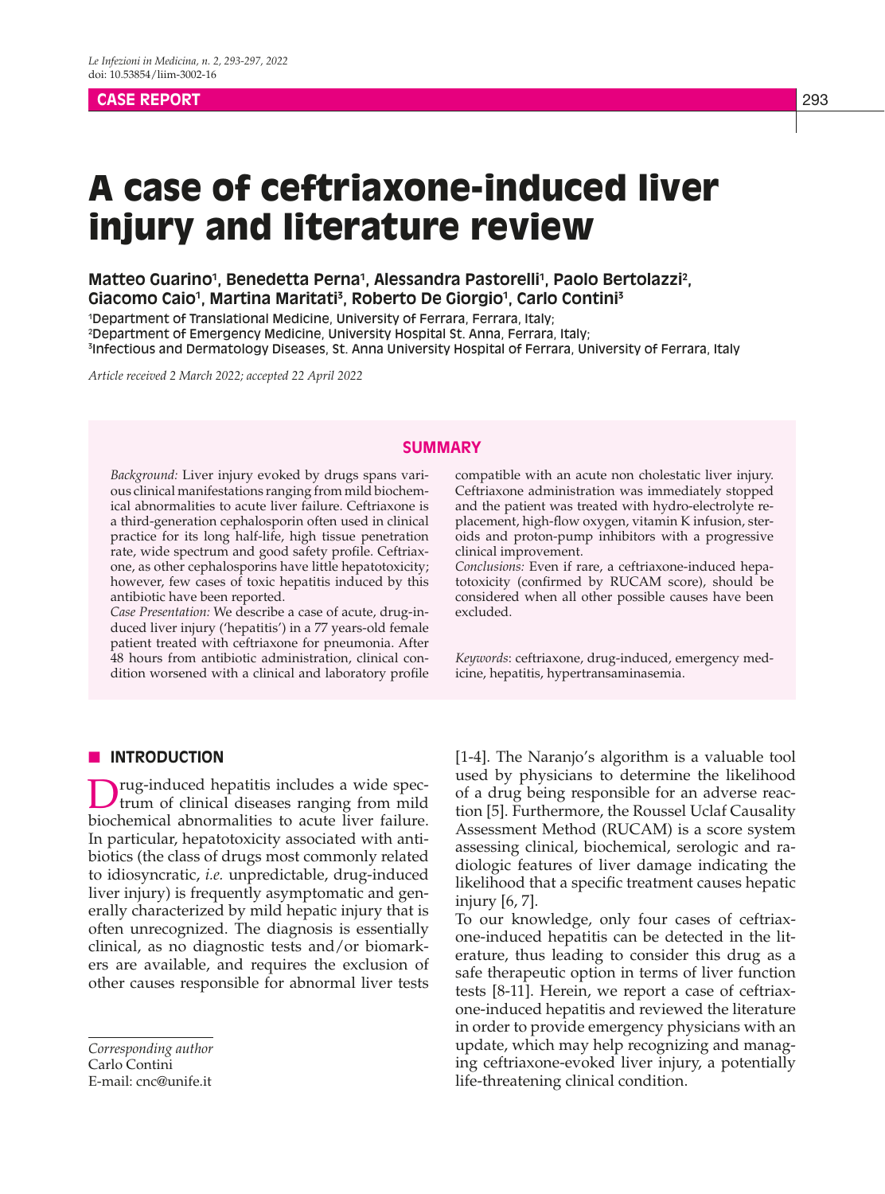CASE REPORT

# A case of ceftriaxone-induced liver injury and literature review

**Matteo Guarino[1], Benedetta Perna[1], Alessandra Pastorelli[1], Paolo Bertolazzi[2], Giacomo Caio[1], Martina Maritati[3], Roberto De Giorgio[1], Carlo Contini[3]**

[1]Department of Translational Medicine, University of Ferrara, Ferrara, Italy;
[2]Department of Emergency Medicine, University Hospital St. Anna, Ferrara, Italy;
[3]Infectious and Dermatology Diseases, St. Anna University Hospital of Ferrara, University of Ferrara, Italy

*Article received 2 March 2022; accepted 22 April 2022*

## SUMMARY

*Background:* Liver injury evoked by drugs spans various clinical manifestations ranging from mild biochemical abnormalities to acute liver failure. Ceftriaxone is a third-generation cephalosporin often used in clinical practice for its long half-life, high tissue penetration rate, wide spectrum and good safety profile. Ceftriaxone, as other cephalosporins have little hepatotoxicity; however, few cases of toxic hepatitis induced by this antibiotic have been reported.

*Case Presentation:* We describe a case of acute, drug-induced liver injury ('hepatitis') in a 77 years-old female patient treated with ceftriaxone for pneumonia. After 48 hours from antibiotic administration, clinical condition worsened with a clinical and laboratory profile compatible with an acute non cholestatic liver injury. Ceftriaxone administration was immediately stopped and the patient was treated with hydro-electrolyte replacement, high-flow oxygen, vitamin K infusion, steroids and proton-pump inhibitors with a progressive clinical improvement.

*Conclusions:* Even if rare, a ceftriaxone-induced hepatotoxicity (confirmed by RUCAM score), should be considered when all other possible causes have been excluded.

*Keywords*: ceftriaxone, drug-induced, emergency medicine, hepatitis, hypertransaminasemia.

## INTRODUCTION

Drug-induced hepatitis includes a wide spectrum of clinical diseases ranging from mild biochemical abnormalities to acute liver failure. In particular, hepatotoxicity associated with antibiotics (the class of drugs most commonly related to idiosyncratic, *i.e.* unpredictable, drug-induced liver injury) is frequently asymptomatic and generally characterized by mild hepatic injury that is often unrecognized. The diagnosis is essentially clinical, as no diagnostic tests and/or biomarkers are available, and requires the exclusion of other causes responsible for abnormal liver tests [1-4]. The Naranjo's algorithm is a valuable tool used by physicians to determine the likelihood of a drug being responsible for an adverse reaction [5]. Furthermore, the Roussel Uclaf Causality Assessment Method (RUCAM) is a score system assessing clinical, biochemical, serologic and radiologic features of liver damage indicating the likelihood that a specific treatment causes hepatic injury [6, 7].

To our knowledge, only four cases of ceftriaxone-induced hepatitis can be detected in the literature, thus leading to consider this drug as a safe therapeutic option in terms of liver function tests [8-11]. Herein, we report a case of ceftriaxone-induced hepatitis and reviewed the literature in order to provide emergency physicians with an update, which may help recognizing and managing ceftriaxone-evoked liver injury, a potentially life-threatening clinical condition.

*Corresponding author*
Carlo Contini
E-mail: cnc@unife.it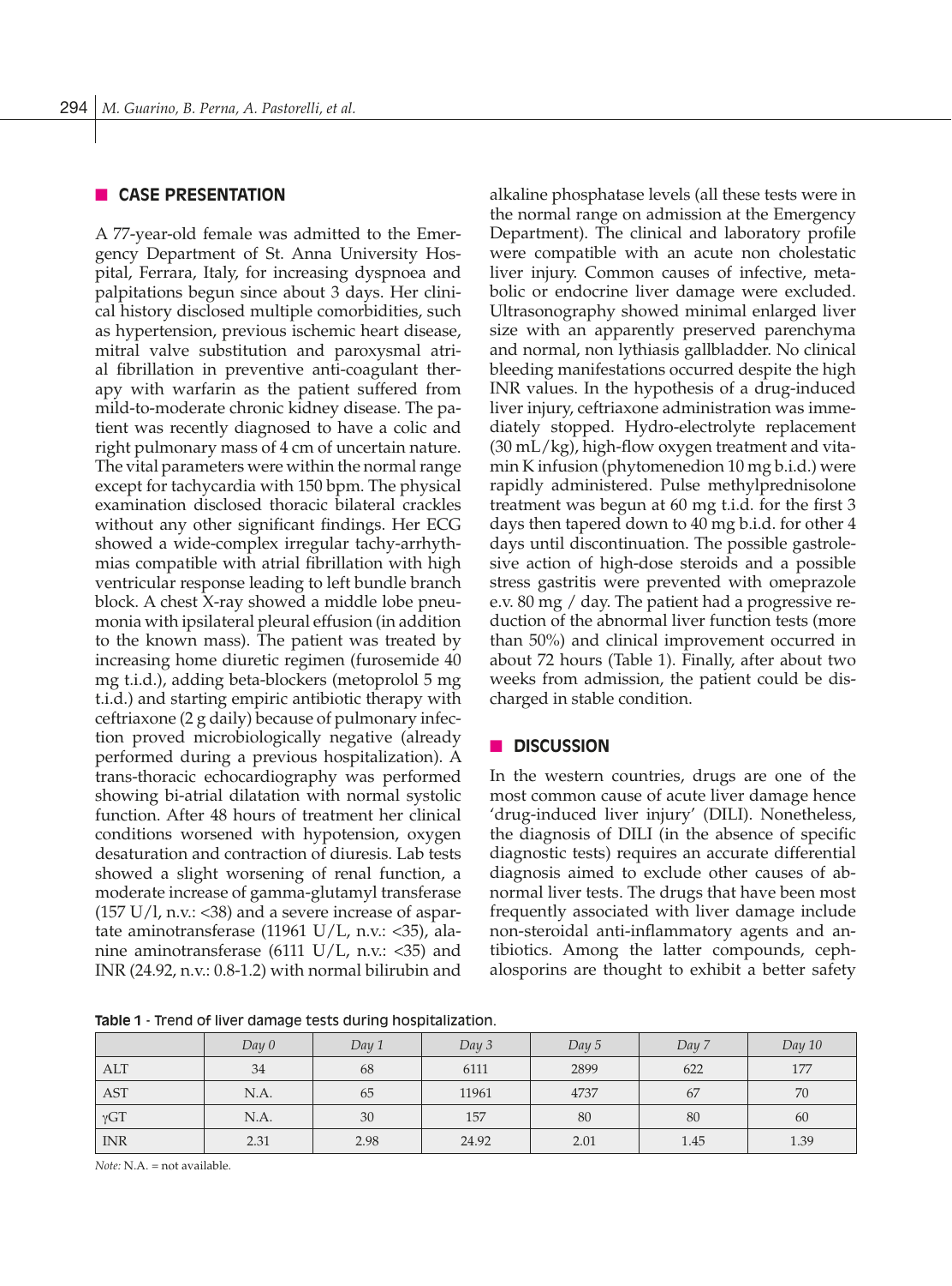## CASE PRESENTATION

A 77-year-old female was admitted to the Emergency Department of St. Anna University Hospital, Ferrara, Italy, for increasing dyspnoea and palpitations begun since about 3 days. Her clinical history disclosed multiple comorbidities, such as hypertension, previous ischemic heart disease, mitral valve substitution and paroxysmal atrial fibrillation in preventive anti-coagulant therapy with warfarin as the patient suffered from mild-to-moderate chronic kidney disease. The patient was recently diagnosed to have a colic and right pulmonary mass of 4 cm of uncertain nature. The vital parameters were within the normal range except for tachycardia with 150 bpm. The physical examination disclosed thoracic bilateral crackles without any other significant findings. Her ECG showed a wide-complex irregular tachy-arrhythmias compatible with atrial fibrillation with high ventricular response leading to left bundle branch block. A chest X-ray showed a middle lobe pneumonia with ipsilateral pleural effusion (in addition to the known mass). The patient was treated by increasing home diuretic regimen (furosemide 40 mg t.i.d.), adding beta-blockers (metoprolol 5 mg t.i.d.) and starting empiric antibiotic therapy with ceftriaxone (2 g daily) because of pulmonary infection proved microbiologically negative (already performed during a previous hospitalization). A trans-thoracic echocardiography was performed showing bi-atrial dilatation with normal systolic function. After 48 hours of treatment her clinical conditions worsened with hypotension, oxygen desaturation and contraction of diuresis. Lab tests showed a slight worsening of renal function, a moderate increase of gamma-glutamyl transferase (157 U/l, n.v.: <38) and a severe increase of aspartate aminotransferase (11961 U/L, n.v.: <35), alanine aminotransferase (6111 U/L, n.v.: <35) and INR (24.92, n.v.: 0.8-1.2) with normal bilirubin and alkaline phosphatase levels (all these tests were in the normal range on admission at the Emergency Department). The clinical and laboratory profile were compatible with an acute non cholestatic liver injury. Common causes of infective, metabolic or endocrine liver damage were excluded. Ultrasonography showed minimal enlarged liver size with an apparently preserved parenchyma and normal, non lythiasis gallbladder. No clinical bleeding manifestations occurred despite the high INR values. In the hypothesis of a drug-induced liver injury, ceftriaxone administration was immediately stopped. Hydro-electrolyte replacement (30 mL/kg), high-flow oxygen treatment and vitamin K infusion (phytomenedion 10 mg b.i.d.) were rapidly administered. Pulse methylprednisolone treatment was begun at 60 mg t.i.d. for the first 3 days then tapered down to 40 mg b.i.d. for other 4 days until discontinuation. The possible gastrolesive action of high-dose steroids and a possible stress gastritis were prevented with omeprazole e.v. 80 mg / day. The patient had a progressive reduction of the abnormal liver function tests (more than 50%) and clinical improvement occurred in about 72 hours (Table 1). Finally, after about two weeks from admission, the patient could be discharged in stable condition.

## DISCUSSION

In the western countries, drugs are one of the most common cause of acute liver damage hence 'drug-induced liver injury' (DILI). Nonetheless, the diagnosis of DILI (in the absence of specific diagnostic tests) requires an accurate differential diagnosis aimed to exclude other causes of abnormal liver tests. The drugs that have been most frequently associated with liver damage include non-steroidal anti-inflammatory agents and antibiotics. Among the latter compounds, cephalosporins are thought to exhibit a better safety

**Table 1** - Trend of liver damage tests during hospitalization.

| | *Day 0* | *Day 1* | *Day 3* | *Day 5* | *Day 7* | *Day 10* |
|---|---|---|---|---|---|---|
| ALT | 34 | 68 | 6111 | 2899 | 622 | 177 |
| AST | N.A. | 65 | 11961 | 4737 | 67 | 70 |
| γGT | N.A. | 30 | 157 | 80 | 80 | 60 |
| INR | 2.31 | 2.98 | 24.92 | 2.01 | 1.45 | 1.39 |

*Note:* N.A. = not available.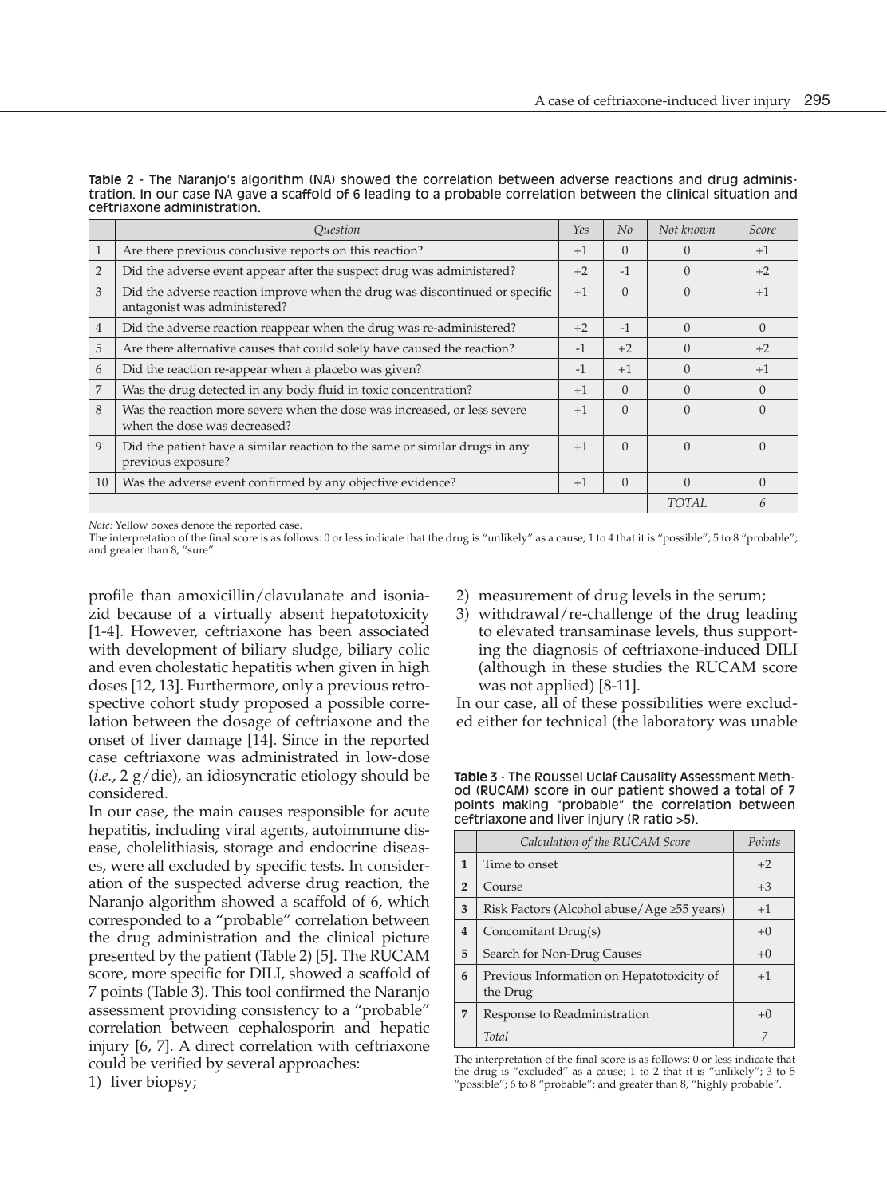**Table 2** - The Naranjo's algorithm (NA) showed the correlation between adverse reactions and drug administration. In our case NA gave a scaffold of 6 leading to a probable correlation between the clinical situation and ceftriaxone administration.

| | *Question* | *Yes* | *No* | *Not known* | *Score* |
|---|---|---|---|---|---|
| 1 | Are there previous conclusive reports on this reaction? | +1 | 0 | 0 | +1 |
| 2 | Did the adverse event appear after the suspect drug was administered? | +2 | -1 | 0 | +2 |
| 3 | Did the adverse reaction improve when the drug was discontinued or specific antagonist was administered? | +1 | 0 | 0 | +1 |
| 4 | Did the adverse reaction reappear when the drug was re-administered? | +2 | -1 | 0 | 0 |
| 5 | Are there alternative causes that could solely have caused the reaction? | -1 | +2 | 0 | +2 |
| 6 | Did the reaction re-appear when a placebo was given? | -1 | +1 | 0 | +1 |
| 7 | Was the drug detected in any body fluid in toxic concentration? | +1 | 0 | 0 | 0 |
| 8 | Was the reaction more severe when the dose was increased, or less severe when the dose was decreased? | +1 | 0 | 0 | 0 |
| 9 | Did the patient have a similar reaction to the same or similar drugs in any previous exposure? | +1 | 0 | 0 | 0 |
| 10 | Was the adverse event confirmed by any objective evidence? | +1 | 0 | 0 | 0 |
| | | | | *TOTAL* | *6* |

*Note:* Yellow boxes denote the reported case.
The interpretation of the final score is as follows: 0 or less indicate that the drug is "unlikely" as a cause; 1 to 4 that it is "possible"; 5 to 8 "probable"; and greater than 8, "sure".

profile than amoxicillin/clavulanate and isoniazid because of a virtually absent hepatotoxicity [1-4]. However, ceftriaxone has been associated with development of biliary sludge, biliary colic and even cholestatic hepatitis when given in high doses [12, 13]. Furthermore, only a previous retrospective cohort study proposed a possible correlation between the dosage of ceftriaxone and the onset of liver damage [14]. Since in the reported case ceftriaxone was administrated in low-dose (*i.e.*, 2 g/die), an idiosyncratic etiology should be considered.

In our case, the main causes responsible for acute hepatitis, including viral agents, autoimmune disease, cholelithiasis, storage and endocrine diseases, were all excluded by specific tests. In consideration of the suspected adverse drug reaction, the Naranjo algorithm showed a scaffold of 6, which corresponded to a "probable" correlation between the drug administration and the clinical picture presented by the patient (Table 2) [5]. The RUCAM score, more specific for DILI, showed a scaffold of 7 points (Table 3). This tool confirmed the Naranjo assessment providing consistency to a "probable" correlation between cephalosporin and hepatic injury [6, 7]. A direct correlation with ceftriaxone could be verified by several approaches:

1) liver biopsy;
2) measurement of drug levels in the serum;
3) withdrawal/re-challenge of the drug leading to elevated transaminase levels, thus supporting the diagnosis of ceftriaxone-induced DILI (although in these studies the RUCAM score was not applied) [8-11].

In our case, all of these possibilities were excluded either for technical (the laboratory was unable

**Table 3** - The Roussel Uclaf Causality Assessment Method (RUCAM) score in our patient showed a total of 7 points making "probable" the correlation between ceftriaxone and liver injury (R ratio >5).

| | *Calculation of the RUCAM Score* | *Points* |
|---|---|---|
| **1** | Time to onset | +2 |
| **2** | Course | +3 |
| **3** | Risk Factors (Alcohol abuse/Age ≥55 years) | +1 |
| **4** | Concomitant Drug(s) | +0 |
| **5** | Search for Non-Drug Causes | +0 |
| **6** | Previous Information on Hepatotoxicity of the Drug | +1 |
| **7** | Response to Readministration | +0 |
| | *Total* | *7* |

The interpretation of the final score is as follows: 0 or less indicate that the drug is "excluded" as a cause; 1 to 2 that it is "unlikely"; 3 to 5 "possible"; 6 to 8 "probable"; and greater than 8, "highly probable".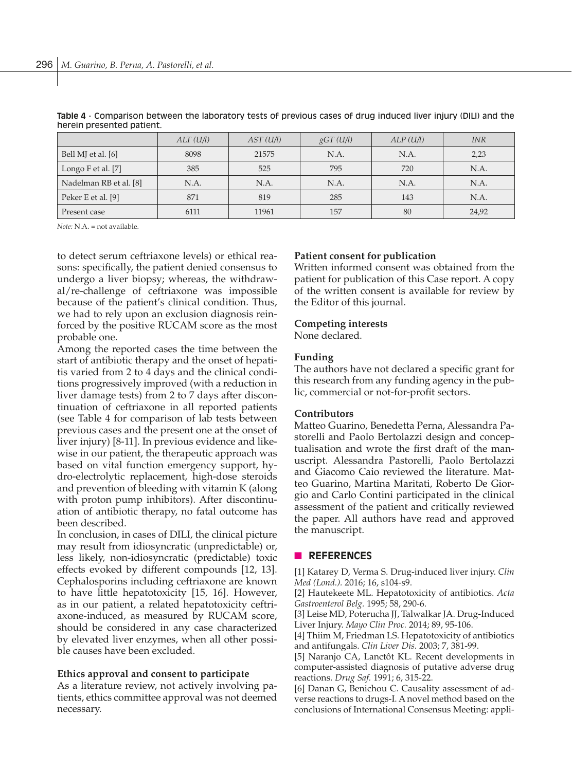**Table 4** - Comparison between the laboratory tests of previous cases of drug induced liver injury (DILI) and the herein presented patient.

| | *ALT (U/l)* | *AST (U/l)* | *gGT (U/l)* | *ALP (U/l)* | *INR* |
|---|---|---|---|---|---|
| Bell MJ et al. [6] | 8098 | 21575 | N.A. | N.A. | 2,23 |
| Longo F et al. [7] | 385 | 525 | 795 | 720 | N.A. |
| Nadelman RB et al. [8] | N.A. | N.A. | N.A. | N.A. | N.A. |
| Peker E et al. [9] | 871 | 819 | 285 | 143 | N.A. |
| Present case | 6111 | 11961 | 157 | 80 | 24,92 |

*Note:* N.A. = not available.

to detect serum ceftriaxone levels) or ethical reasons: specifically, the patient denied consensus to undergo a liver biopsy; whereas, the withdrawal/re-challenge of ceftriaxone was impossible because of the patient's clinical condition. Thus, we had to rely upon an exclusion diagnosis reinforced by the positive RUCAM score as the most probable one.

Among the reported cases the time between the start of antibiotic therapy and the onset of hepatitis varied from 2 to 4 days and the clinical conditions progressively improved (with a reduction in liver damage tests) from 2 to 7 days after discontinuation of ceftriaxone in all reported patients (see Table 4 for comparison of lab tests between previous cases and the present one at the onset of liver injury) [8-11]. In previous evidence and likewise in our patient, the therapeutic approach was based on vital function emergency support, hydro-electrolytic replacement, high-dose steroids and prevention of bleeding with vitamin K (along with proton pump inhibitors). After discontinuation of antibiotic therapy, no fatal outcome has been described.

In conclusion, in cases of DILI, the clinical picture may result from idiosyncratic (unpredictable) or, less likely, non-idiosyncratic (predictable) toxic effects evoked by different compounds [12, 13]. Cephalosporins including ceftriaxone are known to have little hepatotoxicity [15, 16]. However, as in our patient, a related hepatotoxicity ceftriaxone-induced, as measured by RUCAM score, should be considered in any case characterized by elevated liver enzymes, when all other possible causes have been excluded.

**Ethics approval and consent to participate**

As a literature review, not actively involving patients, ethics committee approval was not deemed necessary.

**Patient consent for publication**

Written informed consent was obtained from the patient for publication of this Case report. A copy of the written consent is available for review by the Editor of this journal.

**Competing interests**

None declared.

**Funding**

The authors have not declared a specific grant for this research from any funding agency in the public, commercial or not-for-profit sectors.

**Contributors**

Matteo Guarino, Benedetta Perna, Alessandra Pastorelli and Paolo Bertolazzi design and conceptualisation and wrote the first draft of the manuscript. Alessandra Pastorelli, Paolo Bertolazzi and Giacomo Caio reviewed the literature. Matteo Guarino, Martina Maritati, Roberto De Giorgio and Carlo Contini participated in the clinical assessment of the patient and critically reviewed the paper. All authors have read and approved the manuscript.

## REFERENCES

[1] Katarey D, Verma S. Drug-induced liver injury. *Clin Med (Lond.).* 2016; 16, s104-s9.

[2] Hautekeete ML. Hepatotoxicity of antibiotics. *Acta Gastroenterol Belg.* 1995; 58, 290-6.

[3] Leise MD, Poterucha JJ, Talwalkar JA. Drug-Induced Liver Injury. *Mayo Clin Proc.* 2014; 89, 95-106.

[4] Thiim M, Friedman LS. Hepatotoxicity of antibiotics and antifungals. *Clin Liver Dis.* 2003; 7, 381-99.

[5] Naranjo CA, Lanctôt KL. Recent developments in computer-assisted diagnosis of putative adverse drug reactions. *Drug Saf.* 1991; 6, 315-22.

[6] Danan G, Benichou C. Causality assessment of adverse reactions to drugs-I. A novel method based on the conclusions of International Consensus Meeting: appli-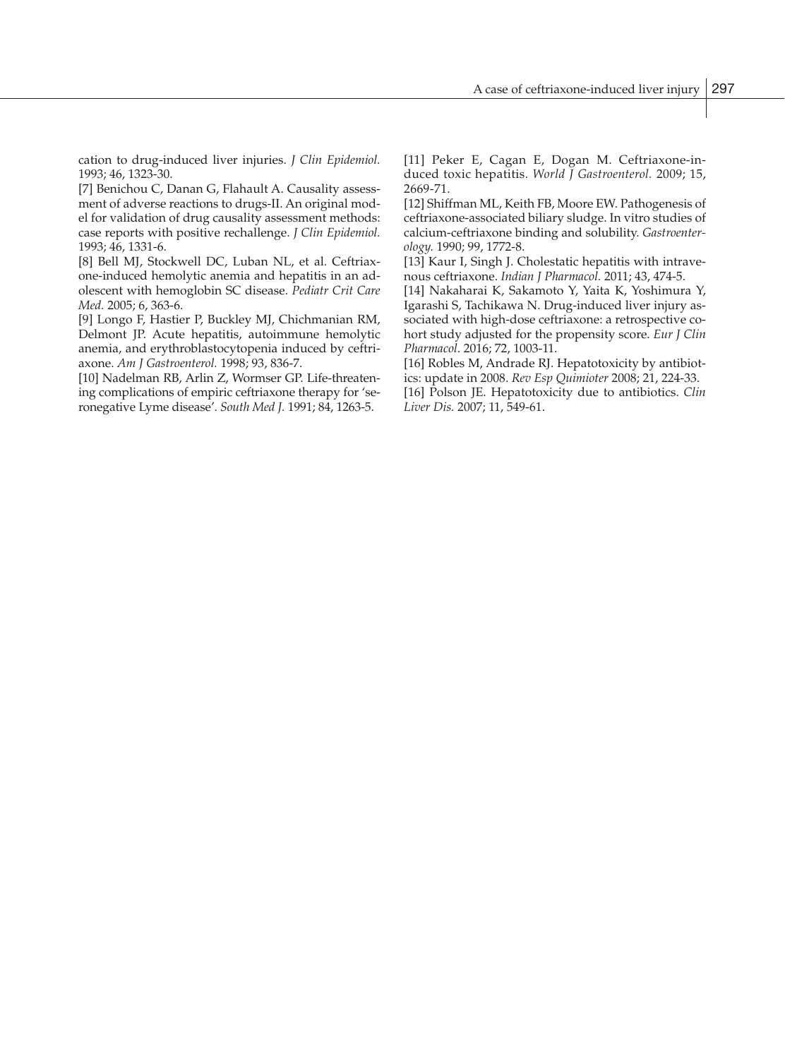cation to drug-induced liver injuries. *J Clin Epidemiol.* 1993; 46, 1323-30.

[7] Benichou C, Danan G, Flahault A. Causality assessment of adverse reactions to drugs-II. An original model for validation of drug causality assessment methods: case reports with positive rechallenge. *J Clin Epidemiol.* 1993; 46, 1331-6.

[8] Bell MJ, Stockwell DC, Luban NL, et al. Ceftriaxone-induced hemolytic anemia and hepatitis in an adolescent with hemoglobin SC disease. *Pediatr Crit Care Med.* 2005; 6, 363-6.

[9] Longo F, Hastier P, Buckley MJ, Chichmanian RM, Delmont JP. Acute hepatitis, autoimmune hemolytic anemia, and erythroblastocytopenia induced by ceftriaxone. *Am J Gastroenterol.* 1998; 93, 836-7.

[10] Nadelman RB, Arlin Z, Wormser GP. Life-threatening complications of empiric ceftriaxone therapy for 'seronegative Lyme disease'. *South Med J.* 1991; 84, 1263-5.

[11] Peker E, Cagan E, Dogan M. Ceftriaxone-induced toxic hepatitis. *World J Gastroenterol.* 2009; 15, 2669-71.

[12] Shiffman ML, Keith FB, Moore EW. Pathogenesis of ceftriaxone-associated biliary sludge. In vitro studies of calcium-ceftriaxone binding and solubility. *Gastroenterology.* 1990; 99, 1772-8.

[13] Kaur I, Singh J. Cholestatic hepatitis with intravenous ceftriaxone. *Indian J Pharmacol.* 2011; 43, 474-5.

[14] Nakaharai K, Sakamoto Y, Yaita K, Yoshimura Y, Igarashi S, Tachikawa N. Drug-induced liver injury associated with high-dose ceftriaxone: a retrospective cohort study adjusted for the propensity score. *Eur J Clin Pharmacol.* 2016; 72, 1003-11.

[16] Robles M, Andrade RJ. Hepatotoxicity by antibiotics: update in 2008. *Rev Esp Quimioter* 2008; 21, 224-33.

[16] Polson JE. Hepatotoxicity due to antibiotics. *Clin Liver Dis.* 2007; 11, 549-61.